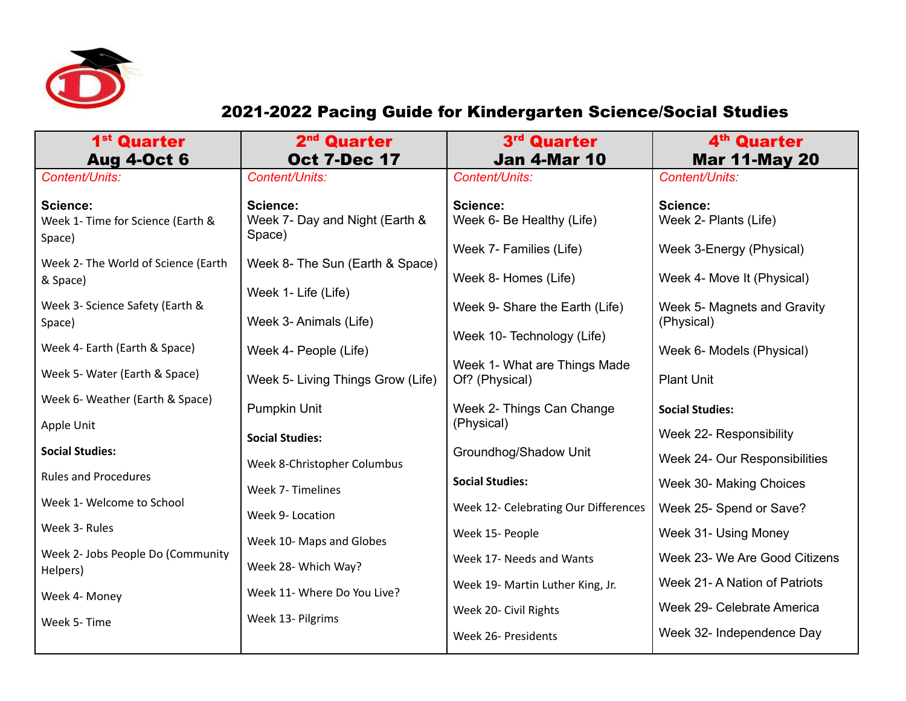# 2021-2022 Pacing Guide for Kindergarten Science/Social Studies

| 1st Quarter<br>Aug 4-Oct 6 | 2nd Quarter<br>Oct 7-Dec 17 | 3rd Quarter<br>Jan 4-Mar 10 | 4th Quarter<br>Mar 11-May 20 |
|---|---|---|---|
| *Content/Units:*<br><br>**Science:**<br>Week 1- Time for Science (Earth & Space)<br><br>Week 2- The World of Science (Earth & Space)<br><br>Week 3- Science Safety (Earth & Space)<br><br>Week 4- Earth (Earth & Space)<br><br>Week 5- Water (Earth & Space)<br><br>Week 6- Weather (Earth & Space)<br><br>Apple Unit<br><br>**Social Studies:**<br><br>Rules and Procedures<br><br>Week 1- Welcome to School<br><br>Week 3- Rules<br><br>Week 2- Jobs People Do (Community Helpers)<br><br>Week 4- Money<br><br>Week 5- Time | *Content/Units:*<br><br>**Science:**<br>Week 7- Day and Night (Earth & Space)<br><br>Week 8- The Sun (Earth & Space)<br><br>Week 1- Life (Life)<br><br>Week 3- Animals (Life)<br><br>Week 4- People (Life)<br><br>Week 5- Living Things Grow (Life)<br><br>Pumpkin Unit<br><br>**Social Studies:**<br><br>Week 8-Christopher Columbus<br><br>Week 7- Timelines<br><br>Week 9- Location<br><br>Week 10- Maps and Globes<br><br>Week 28- Which Way?<br><br>Week 11- Where Do You Live?<br><br>Week 13- Pilgrims | *Content/Units:*<br><br>**Science:**<br>Week 6- Be Healthy (Life)<br><br>Week 7- Families (Life)<br><br>Week 8- Homes (Life)<br><br>Week 9- Share the Earth (Life)<br><br>Week 10- Technology (Life)<br><br>Week 1- What are Things Made Of? (Physical)<br><br>Week 2- Things Can Change (Physical)<br><br>Groundhog/Shadow Unit<br><br>**Social Studies:**<br><br>Week 12- Celebrating Our Differences<br><br>Week 15- People<br><br>Week 17- Needs and Wants<br><br>Week 19- Martin Luther King, Jr.<br><br>Week 20- Civil Rights<br><br>Week 26- Presidents | *Content/Units:*<br><br>**Science:**<br>Week 2- Plants (Life)<br><br>Week 3-Energy (Physical)<br><br>Week 4- Move It (Physical)<br><br>Week 5- Magnets and Gravity (Physical)<br><br>Week 6- Models (Physical)<br><br>Plant Unit<br><br>**Social Studies:**<br><br>Week 22- Responsibility<br><br>Week 24- Our Responsibilities<br><br>Week 30- Making Choices<br><br>Week 25- Spend or Save?<br><br>Week 31- Using Money<br><br>Week 23- We Are Good Citizens<br><br>Week 21- A Nation of Patriots<br><br>Week 29- Celebrate America<br><br>Week 32- Independence Day |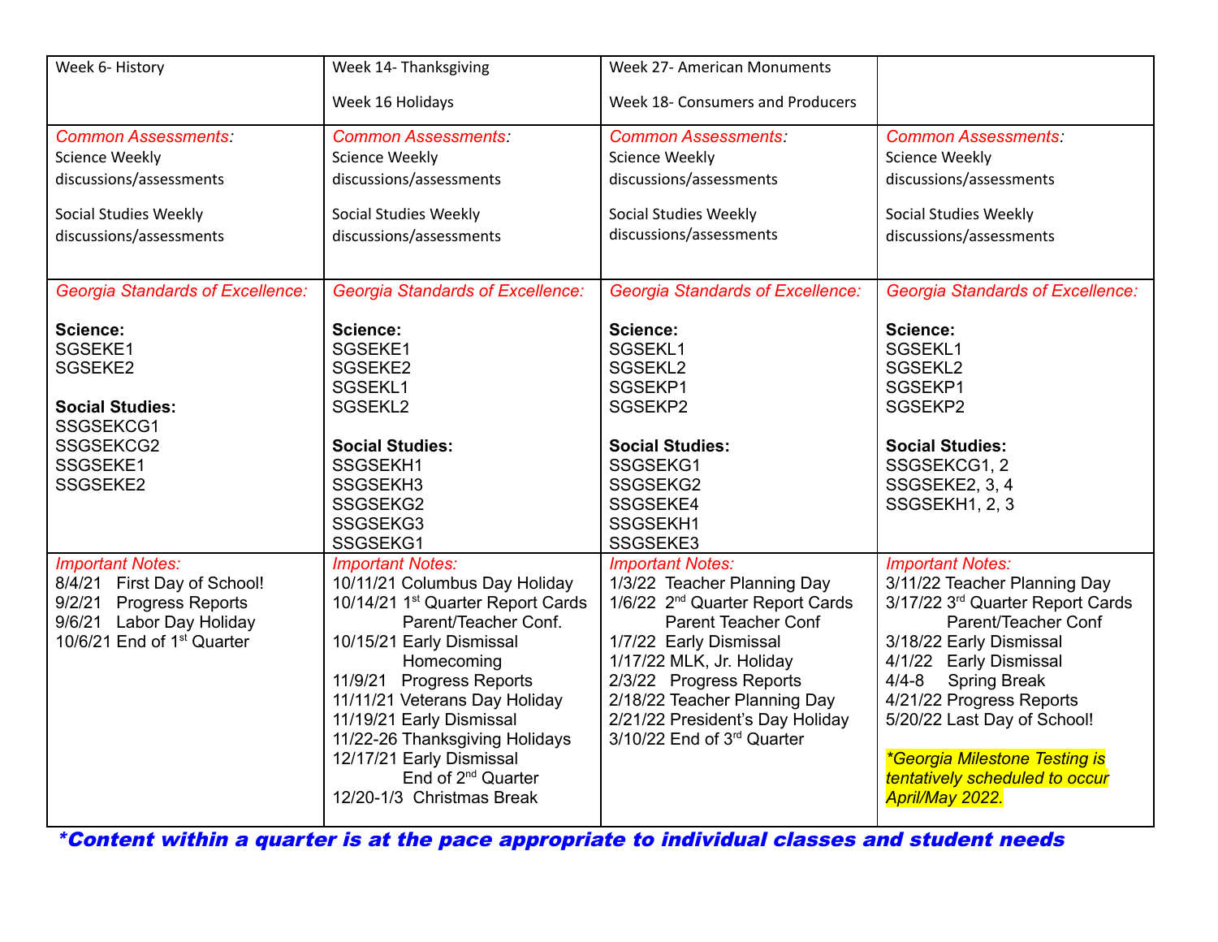| | | | |
|---|---|---|---|
| Week 6- History | Week 14- Thanksgiving<br><br>Week 16 Holidays | Week 27- American Monuments<br><br>Week 18- Consumers and Producers | |
| *Common Assessments:*<br>Science Weekly discussions/assessments<br><br>Social Studies Weekly discussions/assessments | *Common Assessments:*<br>Science Weekly discussions/assessments<br><br>Social Studies Weekly discussions/assessments | *Common Assessments:*<br>Science Weekly discussions/assessments<br><br>Social Studies Weekly discussions/assessments | *Common Assessments:*<br>Science Weekly discussions/assessments<br><br>Social Studies Weekly discussions/assessments |
| *Georgia Standards of Excellence:*<br><br>**Science:**<br>SGSEKE1<br>SGSEKE2<br><br>**Social Studies:**<br>SSGSEKCG1<br>SSGSEKCG2<br>SSGSEKE1<br>SSGSEKE2 | *Georgia Standards of Excellence:*<br><br>**Science:**<br>SGSEKE1<br>SGSEKE2<br>SGSEKL1<br>SGSEKL2<br><br>**Social Studies:**<br>SSGSEKH1<br>SSGSEKH3<br>SSGSEKG2<br>SSGSEKG3<br>SSGSEKG1 | *Georgia Standards of Excellence:*<br><br>**Science:**<br>SGSEKL1<br>SGSEKL2<br>SGSEKP1<br>SGSEKP2<br><br>**Social Studies:**<br>SSGSEKG1<br>SSGSEKG2<br>SSGSEKE4<br>SSGSEKH1<br>SSGSEKE3 | *Georgia Standards of Excellence:*<br><br>**Science:**<br>SGSEKL1<br>SGSEKL2<br>SGSEKP1<br>SGSEKP2<br><br>**Social Studies:**<br>SSGSEKCG1, 2<br>SSGSEKE2, 3, 4<br>SSGSEKH1, 2, 3 |
| *Important Notes:*<br>8/4/21 First Day of School!<br>9/2/21 Progress Reports<br>9/6/21 Labor Day Holiday<br>10/6/21 End of 1st Quarter | *Important Notes:*<br>10/11/21 Columbus Day Holiday<br>10/14/21 1st Quarter Report Cards Parent/Teacher Conf.<br>10/15/21 Early Dismissal Homecoming<br>11/9/21 Progress Reports<br>11/11/21 Veterans Day Holiday<br>11/19/21 Early Dismissal<br>11/22-26 Thanksgiving Holidays<br>12/17/21 Early Dismissal End of 2nd Quarter<br>12/20-1/3 Christmas Break | *Important Notes:*<br>1/3/22 Teacher Planning Day<br>1/6/22 2nd Quarter Report Cards Parent Teacher Conf<br>1/7/22 Early Dismissal<br>1/17/22 MLK, Jr. Holiday<br>2/3/22 Progress Reports<br>2/18/22 Teacher Planning Day<br>2/21/22 President's Day Holiday<br>3/10/22 End of 3rd Quarter | *Important Notes:*<br>3/11/22 Teacher Planning Day<br>3/17/22 3rd Quarter Report Cards Parent/Teacher Conf<br>3/18/22 Early Dismissal<br>4/1/22 Early Dismissal<br>4/4-8 Spring Break<br>4/21/22 Progress Reports<br>5/20/22 Last Day of School!<br><br>*\*Georgia Milestone Testing is tentatively scheduled to occur April/May 2022.* |

***\*Content within a quarter is at the pace appropriate to individual classes and student needs***